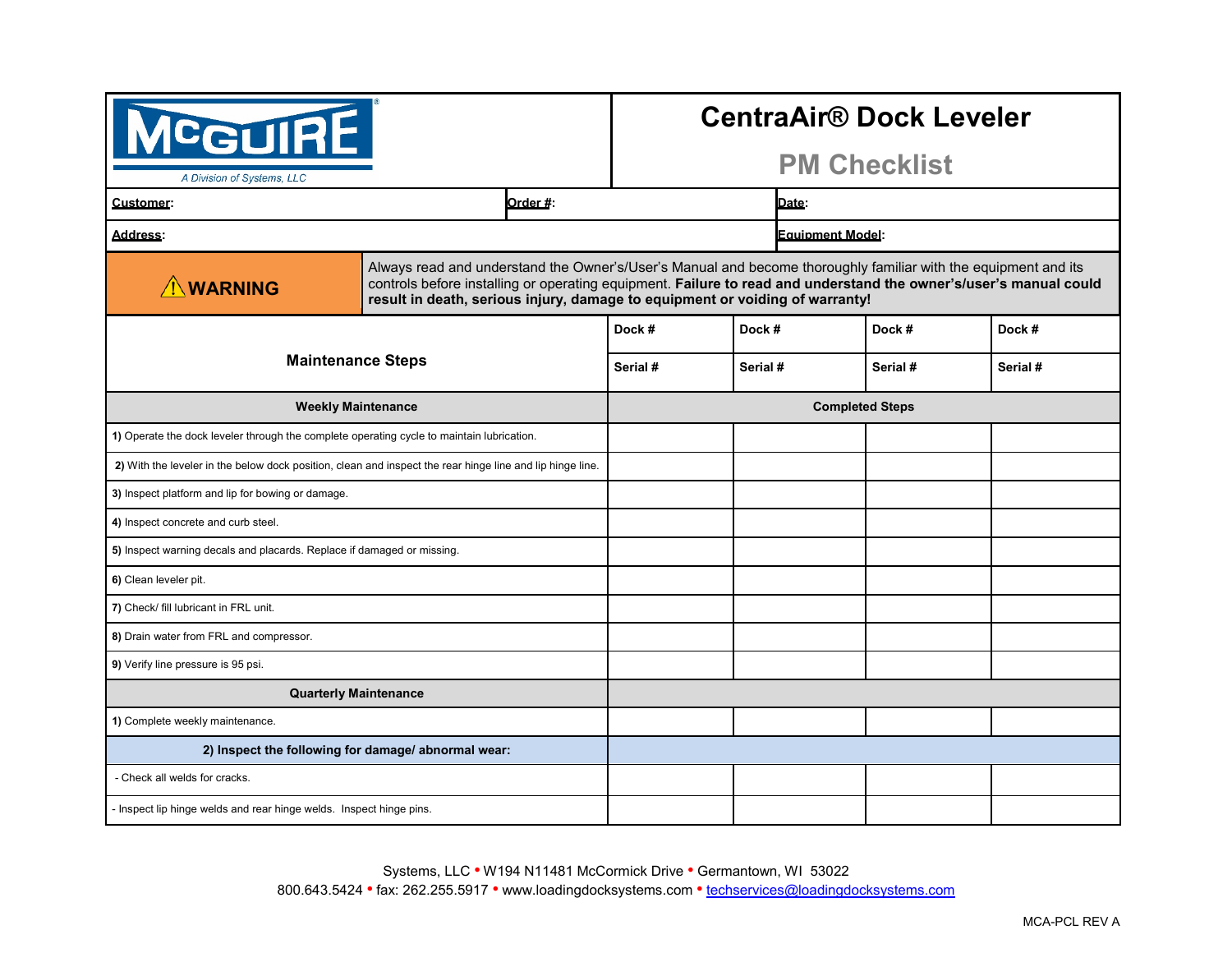McGUIRE®

*A Division of Systems, LLC*

# CentraAir® Dock Leveler

## PM Checklist

| **Customer**: | **Order #**: | **Date**: |
|---|---|---|
| **Address**: | | **Equipment Model**: |

| ⚠ **WARNING** | Always read and understand the Owner's/User's Manual and become thoroughly familiar with the equipment and its controls before installing or operating equipment. **Failure to read and understand the owner's/user's manual could result in death, serious injury, damage to equipment or voiding of warranty!** |
|---|---|

| Maintenance Steps | Dock # | Dock # | Dock # | Dock # |
|---|---|---|---|---|
| | Serial # | Serial # | Serial # | Serial # |
| **Weekly Maintenance** | **Completed Steps** | | | |
| **1)** Operate the dock leveler through the complete operating cycle to maintain lubrication. | | | | |
| **2)** With the leveler in the below dock position, clean and inspect the rear hinge line and lip hinge line. | | | | |
| **3)** Inspect platform and lip for bowing or damage. | | | | |
| **4)** Inspect concrete and curb steel. | | | | |
| **5)** Inspect warning decals and placards. Replace if damaged or missing. | | | | |
| **6)** Clean leveler pit. | | | | |
| **7)** Check/ fill lubricant in FRL unit. | | | | |
| **8)** Drain water from FRL and compressor. | | | | |
| **9)** Verify line pressure is 95 psi. | | | | |
| **Quarterly Maintenance** | | | | |
| **1)** Complete weekly maintenance. | | | | |
| **2) Inspect the following for damage/ abnormal wear:** | | | | |
| - Check all welds for cracks. | | | | |
| - Inspect lip hinge welds and rear hinge welds. Inspect hinge pins. | | | | |

Systems, LLC • W194 N11481 McCormick Drive • Germantown, WI 53022
800.643.5424 • fax: 262.255.5917 • www.loadingdocksystems.com • techservices@loadingdocksystems.com

MCA-PCL REV A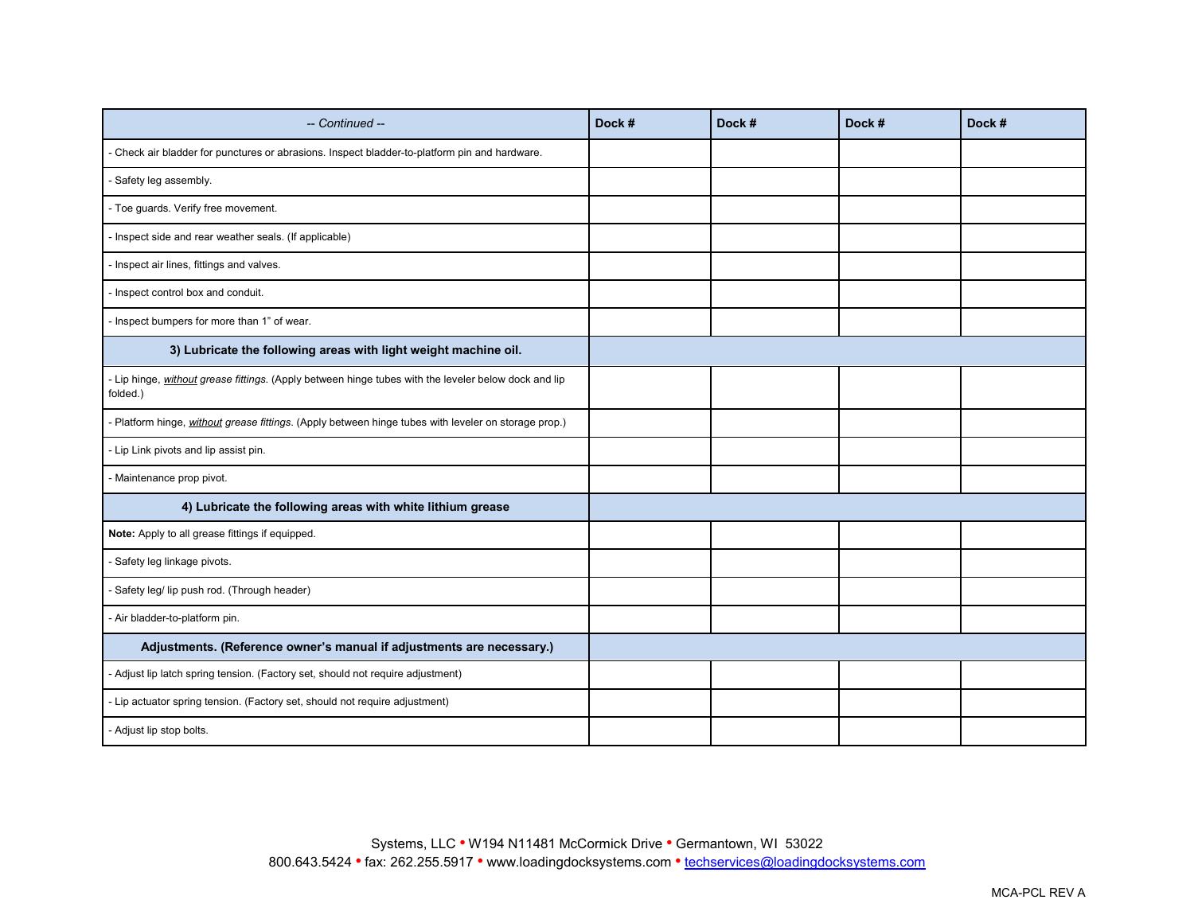| *-- Continued --* | Dock # | Dock # | Dock # | Dock # |
|---|---|---|---|---|
| - Check air bladder for punctures or abrasions. Inspect bladder-to-platform pin and hardware. | | | | |
| - Safety leg assembly. | | | | |
| - Toe guards. Verify free movement. | | | | |
| - Inspect side and rear weather seals. (If applicable) | | | | |
| - Inspect air lines, fittings and valves. | | | | |
| - Inspect control box and conduit. | | | | |
| - Inspect bumpers for more than 1" of wear. | | | | |
| **3) Lubricate the following areas with light weight machine oil.** | | | | |
| - Lip hinge, *without grease fittings.* (Apply between hinge tubes with the leveler below dock and lip folded.) | | | | |
| - Platform hinge, *without grease fittings.* (Apply between hinge tubes with leveler on storage prop.) | | | | |
| - Lip Link pivots and lip assist pin. | | | | |
| - Maintenance prop pivot. | | | | |
| **4) Lubricate the following areas with white lithium grease** | | | | |
| **Note:** Apply to all grease fittings if equipped. | | | | |
| - Safety leg linkage pivots. | | | | |
| - Safety leg/ lip push rod. (Through header) | | | | |
| - Air bladder-to-platform pin. | | | | |
| **Adjustments. (Reference owner's manual if adjustments are necessary.)** | | | | |
| - Adjust lip latch spring tension. (Factory set, should not require adjustment) | | | | |
| - Lip actuator spring tension. (Factory set, should not require adjustment) | | | | |
| - Adjust lip stop bolts. | | | | |

Systems, LLC • W194 N11481 McCormick Drive • Germantown, WI 53022
800.643.5424 • fax: 262.255.5917 • www.loadingdocksystems.com • techservices@loadingdocksystems.com

MCA-PCL REV A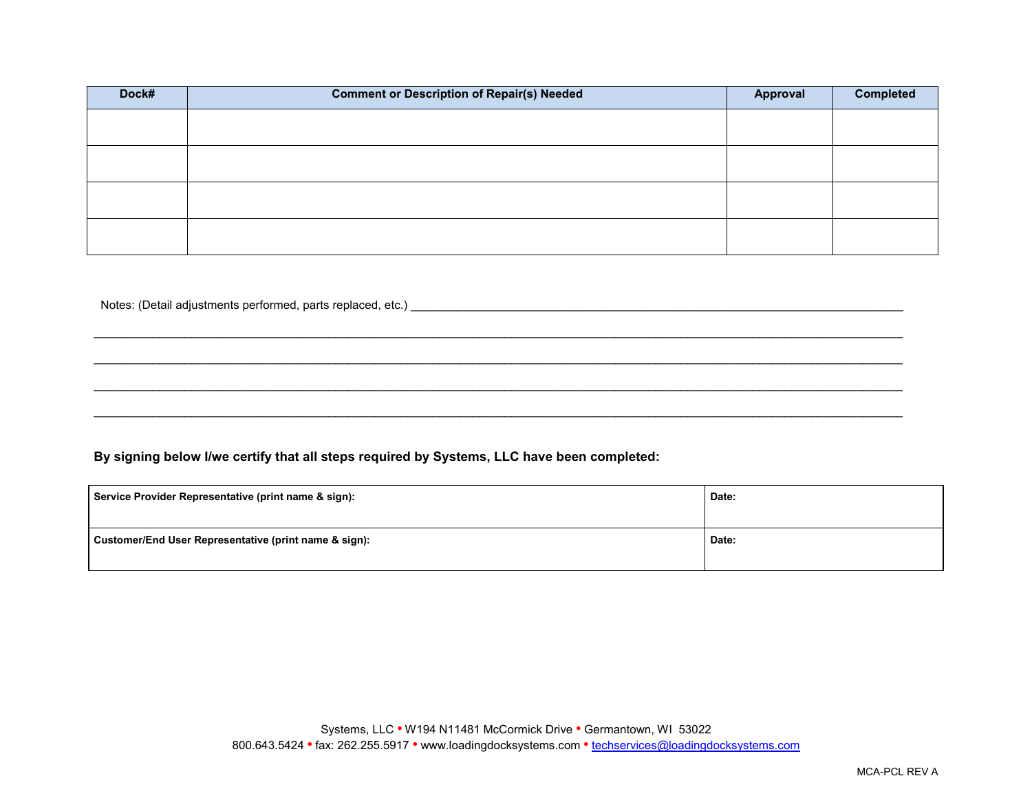| Dock# | Comment or Description of Repair(s) Needed | Approval | Completed |
|---|---|---|---|
| | | | |
| | | | |
| | | | |
| | | | |

Notes: (Detail adjustments performed, parts replaced, etc.) ___________________________________________________________________________

_____________________________________________________________________________________________________________

_____________________________________________________________________________________________________________

_____________________________________________________________________________________________________________

_____________________________________________________________________________________________________________

**By signing below I/we certify that all steps required by Systems, LLC have been completed:**

| **Service Provider Representative (print name & sign):** | **Date:** |
|---|---|
| **Customer/End User Representative (print name & sign):** | **Date:** |

Systems, LLC • W194 N11481 McCormick Drive • Germantown, WI 53022
800.643.5424 • fax: 262.255.5917 • www.loadingdocksystems.com • techservices@loadingdocksystems.com

MCA-PCL REV A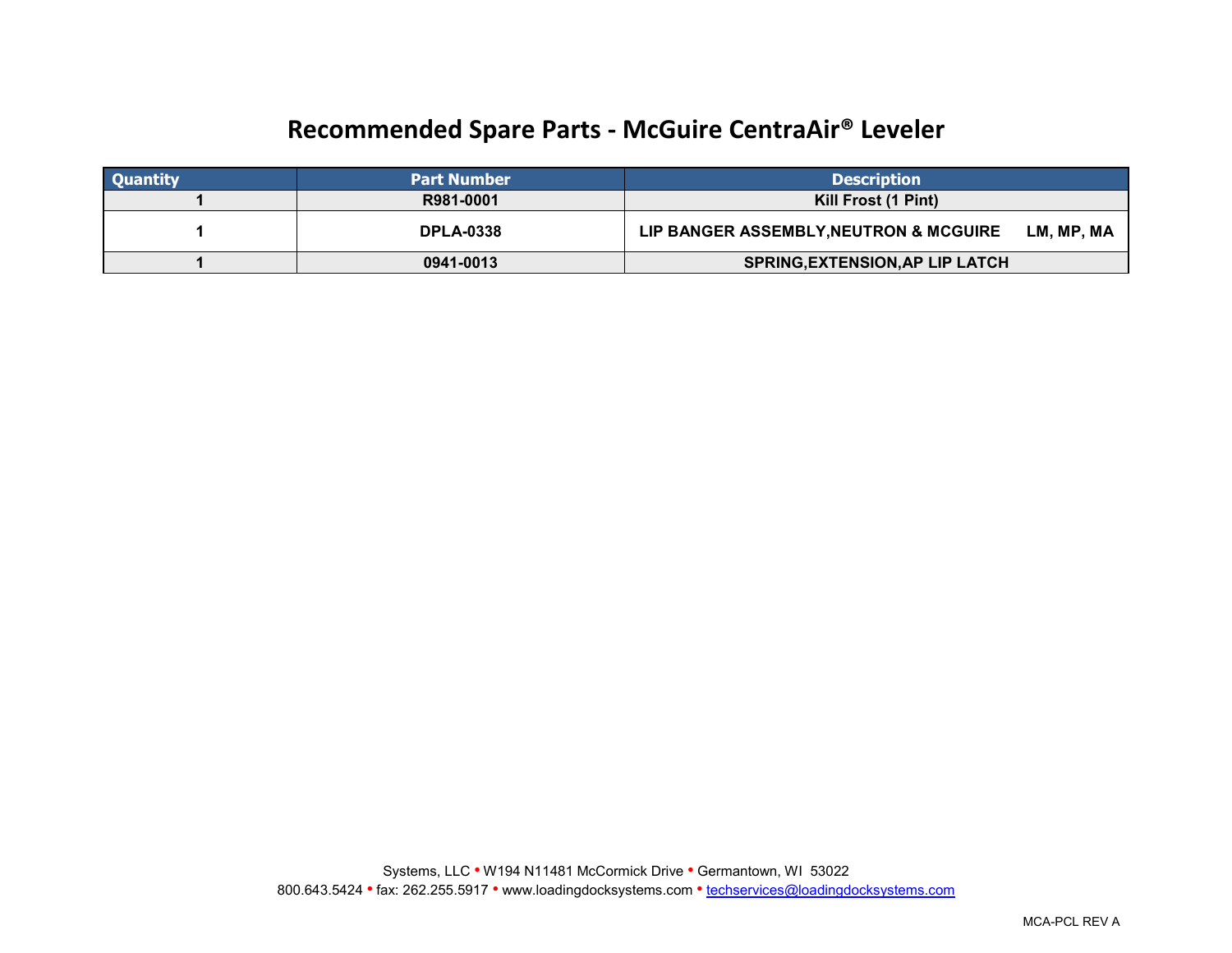# Recommended Spare Parts - McGuire CentraAir® Leveler

| Quantity | Part Number | Description |
|---|---|---|
| 1 | R981-0001 | Kill Frost (1 Pint) |
| 1 | DPLA-0338 | LIP BANGER ASSEMBLY,NEUTRON & MCGUIRE LM, MP, MA |
| 1 | 0941-0013 | SPRING,EXTENSION,AP LIP LATCH |

Systems, LLC • W194 N11481 McCormick Drive • Germantown, WI 53022
800.643.5424 • fax: 262.255.5917 • www.loadingdocksystems.com • techservices@loadingdocksystems.com

MCA-PCL REV A